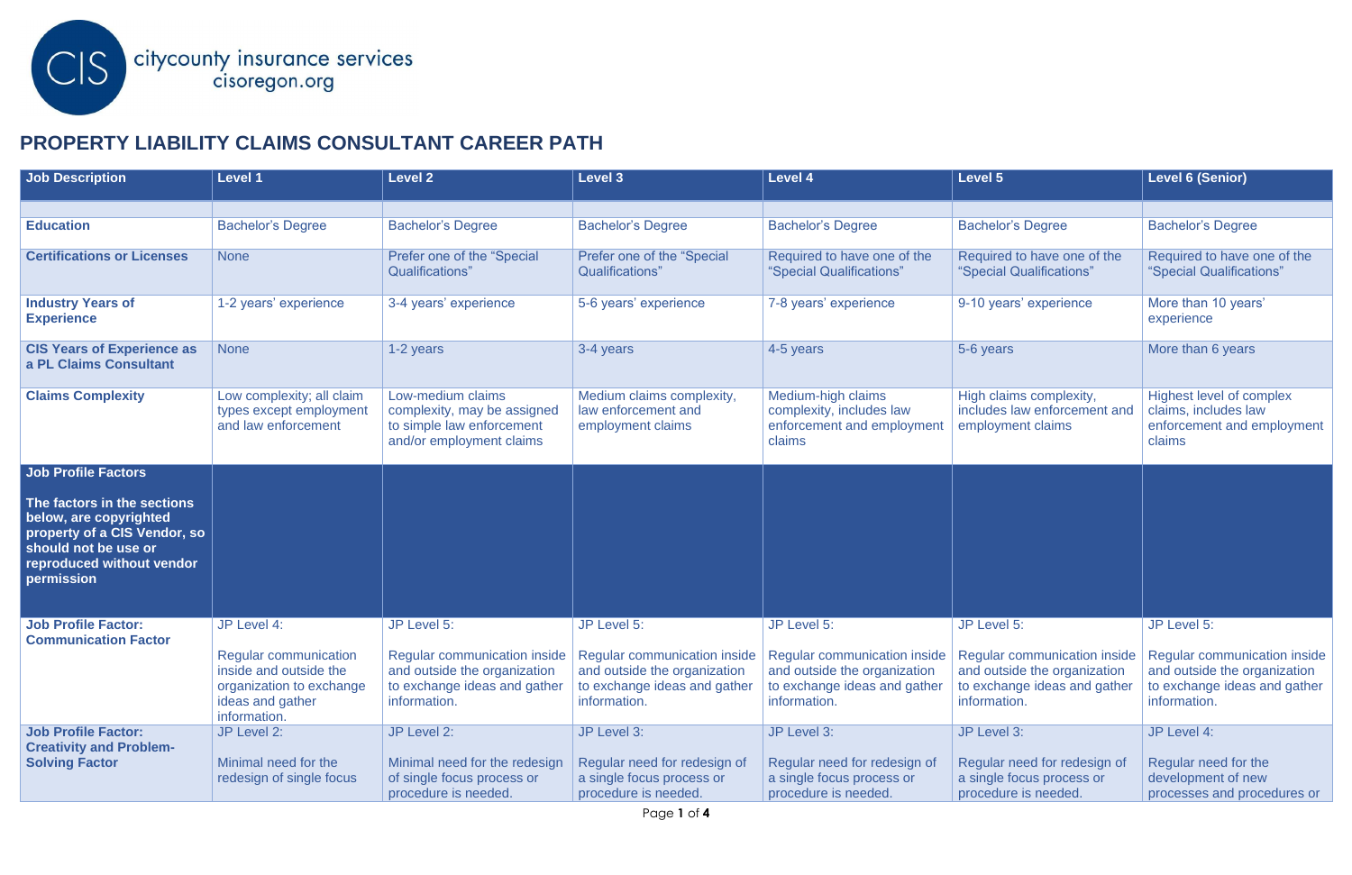citycounty insurance services
cisoregon.org

## PROPERTY LIABILITY CLAIMS CONSULTANT CAREER PATH

| Job Description | Level 1 | Level 2 | Level 3 | Level 4 | Level 5 | Level 6 (Senior) |
|---|---|---|---|---|---|---|
| | | | | | | |
| **Education** | Bachelor's Degree | Bachelor's Degree | Bachelor's Degree | Bachelor's Degree | Bachelor's Degree | Bachelor's Degree |
| **Certifications or Licenses** | None | Prefer one of the "Special Qualifications" | Prefer one of the "Special Qualifications" | Required to have one of the "Special Qualifications" | Required to have one of the "Special Qualifications" | Required to have one of the "Special Qualifications" |
| **Industry Years of Experience** | 1-2 years' experience | 3-4 years' experience | 5-6 years' experience | 7-8 years' experience | 9-10 years' experience | More than 10 years' experience |
| **CIS Years of Experience as a PL Claims Consultant** | None | 1-2 years | 3-4 years | 4-5 years | 5-6 years | More than 6 years |
| **Claims Complexity** | Low complexity; all claim types except employment and law enforcement | Low-medium claims complexity, may be assigned to simple law enforcement and/or employment claims | Medium claims complexity, law enforcement and employment claims | Medium-high claims complexity, includes law enforcement and employment claims | High claims complexity, includes law enforcement and employment claims | Highest level of complex claims, includes law enforcement and employment claims |
| **Job Profile Factors**<br><br>**The factors in the sections below, are copyrighted property of a CIS Vendor, so should not be use or reproduced without vendor permission** | | | | | | |
| **Job Profile Factor: Communication Factor** | JP Level 4:<br><br>Regular communication inside and outside the organization to exchange ideas and gather information. | JP Level 5:<br><br>Regular communication inside and outside the organization to exchange ideas and gather information. | JP Level 5:<br><br>Regular communication inside and outside the organization to exchange ideas and gather information. | JP Level 5:<br><br>Regular communication inside and outside the organization to exchange ideas and gather information. | JP Level 5:<br><br>Regular communication inside and outside the organization to exchange ideas and gather information. | JP Level 5:<br><br>Regular communication inside and outside the organization to exchange ideas and gather information. |
| **Job Profile Factor: Creativity and Problem-Solving Factor** | JP Level 2:<br><br>Minimal need for the redesign of single focus | JP Level 2:<br><br>Minimal need for the redesign of single focus process or procedure is needed. | JP Level 3:<br><br>Regular need for redesign of a single focus process or procedure is needed. | JP Level 3:<br><br>Regular need for redesign of a single focus process or procedure is needed. | JP Level 3:<br><br>Regular need for redesign of a single focus process or procedure is needed. | JP Level 4:<br><br>Regular need for the development of new processes and procedures or |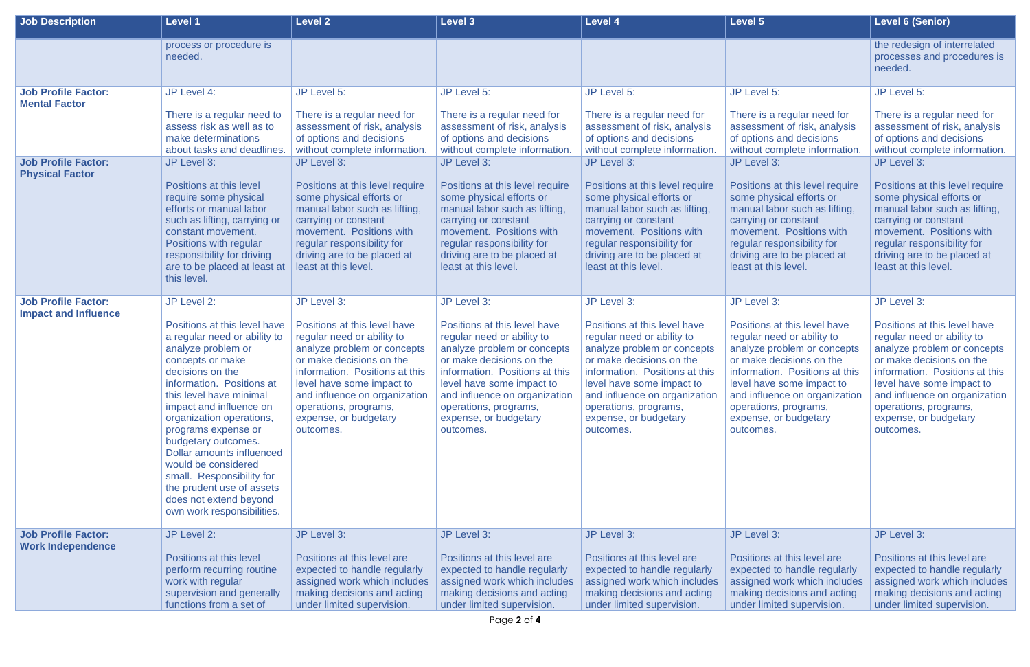| Job Description | Level 1 | Level 2 | Level 3 | Level 4 | Level 5 | Level 6 (Senior) |
|---|---|---|---|---|---|---|
| | process or procedure is needed. | | | | | the redesign of interrelated processes and procedures is needed. |
| **Job Profile Factor: Mental Factor** | JP Level 4:<br><br>There is a regular need to assess risk as well as to make determinations about tasks and deadlines. | JP Level 5:<br><br>There is a regular need for assessment of risk, analysis of options and decisions without complete information. | JP Level 5:<br><br>There is a regular need for assessment of risk, analysis of options and decisions without complete information. | JP Level 5:<br><br>There is a regular need for assessment of risk, analysis of options and decisions without complete information. | JP Level 5:<br><br>There is a regular need for assessment of risk, analysis of options and decisions without complete information. | JP Level 5:<br><br>There is a regular need for assessment of risk, analysis of options and decisions without complete information. |
| **Job Profile Factor: Physical Factor** | JP Level 3:<br><br>Positions at this level require some physical efforts or manual labor such as lifting, carrying or constant movement. Positions with regular responsibility for driving are to be placed at least at this level. | JP Level 3:<br><br>Positions at this level require some physical efforts or manual labor such as lifting, carrying or constant movement. Positions with regular responsibility for driving are to be placed at least at this level. | JP Level 3:<br><br>Positions at this level require some physical efforts or manual labor such as lifting, carrying or constant movement. Positions with regular responsibility for driving are to be placed at least at this level. | JP Level 3:<br><br>Positions at this level require some physical efforts or manual labor such as lifting, carrying or constant movement. Positions with regular responsibility for driving are to be placed at least at this level. | JP Level 3:<br><br>Positions at this level require some physical efforts or manual labor such as lifting, carrying or constant movement. Positions with regular responsibility for driving are to be placed at least at this level. | JP Level 3:<br><br>Positions at this level require some physical efforts or manual labor such as lifting, carrying or constant movement. Positions with regular responsibility for driving are to be placed at least at this level. |
| **Job Profile Factor: Impact and Influence** | JP Level 2:<br><br>Positions at this level have a regular need or ability to analyze problem or concepts or make decisions on the information. Positions at this level have minimal impact and influence on organization operations, programs expense or budgetary outcomes. Dollar amounts influenced would be considered small. Responsibility for the prudent use of assets does not extend beyond own work responsibilities. | JP Level 3:<br><br>Positions at this level have regular need or ability to analyze problem or concepts or make decisions on the information. Positions at this level have some impact to and influence on organization operations, programs, expense, or budgetary outcomes. | JP Level 3:<br><br>Positions at this level have regular need or ability to analyze problem or concepts or make decisions on the information. Positions at this level have some impact to and influence on organization operations, programs, expense, or budgetary outcomes. | JP Level 3:<br><br>Positions at this level have regular need or ability to analyze problem or concepts or make decisions on the information. Positions at this level have some impact to and influence on organization operations, programs, expense, or budgetary outcomes. | JP Level 3:<br><br>Positions at this level have regular need or ability to analyze problem or concepts or make decisions on the information. Positions at this level have some impact to and influence on organization operations, programs, expense, or budgetary outcomes. | JP Level 3:<br><br>Positions at this level have regular need or ability to analyze problem or concepts or make decisions on the information. Positions at this level have some impact to and influence on organization operations, programs, expense, or budgetary outcomes. |
| **Job Profile Factor: Work Independence** | JP Level 2:<br><br>Positions at this level perform recurring routine work with regular supervision and generally functions from a set of | JP Level 3:<br><br>Positions at this level are expected to handle regularly assigned work which includes making decisions and acting under limited supervision. | JP Level 3:<br><br>Positions at this level are expected to handle regularly assigned work which includes making decisions and acting under limited supervision. | JP Level 3:<br><br>Positions at this level are expected to handle regularly assigned work which includes making decisions and acting under limited supervision. | JP Level 3:<br><br>Positions at this level are expected to handle regularly assigned work which includes making decisions and acting under limited supervision. | JP Level 3:<br><br>Positions at this level are expected to handle regularly assigned work which includes making decisions and acting under limited supervision. |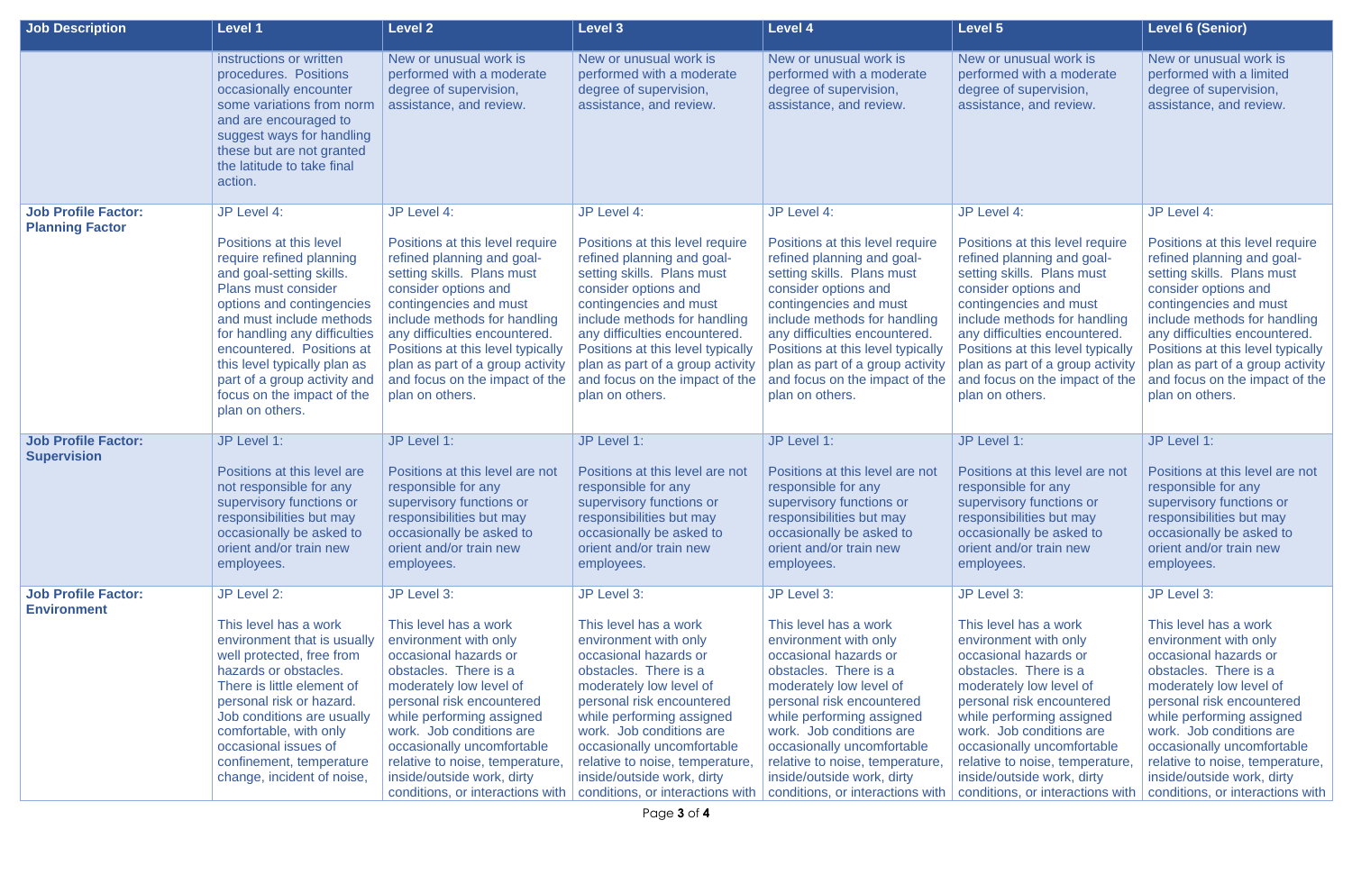| Job Description | Level 1 | Level 2 | Level 3 | Level 4 | Level 5 | Level 6 (Senior) |
| --- | --- | --- | --- | --- | --- | --- |
| | instructions or written procedures. Positions occasionally encounter some variations from norm and are encouraged to suggest ways for handling these but are not granted the latitude to take final action. | New or unusual work is performed with a moderate degree of supervision, assistance, and review. | New or unusual work is performed with a moderate degree of supervision, assistance, and review. | New or unusual work is performed with a moderate degree of supervision, assistance, and review. | New or unusual work is performed with a moderate degree of supervision, assistance, and review. | New or unusual work is performed with a limited degree of supervision, assistance, and review. |
| **Job Profile Factor: Planning Factor** | JP Level 4:<br><br>Positions at this level require refined planning and goal-setting skills. Plans must consider options and contingencies and must include methods for handling any difficulties encountered. Positions at this level typically plan as part of a group activity and focus on the impact of the plan on others. | JP Level 4:<br><br>Positions at this level require refined planning and goal-setting skills. Plans must consider options and contingencies and must include methods for handling any difficulties encountered. Positions at this level typically plan as part of a group activity and focus on the impact of the plan on others. | JP Level 4:<br><br>Positions at this level require refined planning and goal-setting skills. Plans must consider options and contingencies and must include methods for handling any difficulties encountered. Positions at this level typically plan as part of a group activity and focus on the impact of the plan on others. | JP Level 4:<br><br>Positions at this level require refined planning and goal-setting skills. Plans must consider options and contingencies and must include methods for handling any difficulties encountered. Positions at this level typically plan as part of a group activity and focus on the impact of the plan on others. | JP Level 4:<br><br>Positions at this level require refined planning and goal-setting skills. Plans must consider options and contingencies and must include methods for handling any difficulties encountered. Positions at this level typically plan as part of a group activity and focus on the impact of the plan on others. | JP Level 4:<br><br>Positions at this level require refined planning and goal-setting skills. Plans must consider options and contingencies and must include methods for handling any difficulties encountered. Positions at this level typically plan as part of a group activity and focus on the impact of the plan on others. |
| **Job Profile Factor: Supervision** | JP Level 1:<br><br>Positions at this level are not responsible for any supervisory functions or responsibilities but may occasionally be asked to orient and/or train new employees. | JP Level 1:<br><br>Positions at this level are not responsible for any supervisory functions or responsibilities but may occasionally be asked to orient and/or train new employees. | JP Level 1:<br><br>Positions at this level are not responsible for any supervisory functions or responsibilities but may occasionally be asked to orient and/or train new employees. | JP Level 1:<br><br>Positions at this level are not responsible for any supervisory functions or responsibilities but may occasionally be asked to orient and/or train new employees. | JP Level 1:<br><br>Positions at this level are not responsible for any supervisory functions or responsibilities but may occasionally be asked to orient and/or train new employees. | JP Level 1:<br><br>Positions at this level are not responsible for any supervisory functions or responsibilities but may occasionally be asked to orient and/or train new employees. |
| **Job Profile Factor: Environment** | JP Level 2:<br><br>This level has a work environment that is usually well protected, free from hazards or obstacles. There is little element of personal risk or hazard. Job conditions are usually comfortable, with only occasional issues of confinement, temperature change, incident of noise, | JP Level 3:<br><br>This level has a work environment with only occasional hazards or obstacles. There is a moderately low level of personal risk encountered while performing assigned work. Job conditions are occasionally uncomfortable relative to noise, temperature, inside/outside work, dirty conditions, or interactions with | JP Level 3:<br><br>This level has a work environment with only occasional hazards or obstacles. There is a moderately low level of personal risk encountered while performing assigned work. Job conditions are occasionally uncomfortable relative to noise, temperature, inside/outside work, dirty conditions, or interactions with | JP Level 3:<br><br>This level has a work environment with only occasional hazards or obstacles. There is a moderately low level of personal risk encountered while performing assigned work. Job conditions are occasionally uncomfortable relative to noise, temperature, inside/outside work, dirty conditions, or interactions with | JP Level 3:<br><br>This level has a work environment with only occasional hazards or obstacles. There is a moderately low level of personal risk encountered while performing assigned work. Job conditions are occasionally uncomfortable relative to noise, temperature, inside/outside work, dirty conditions, or interactions with | JP Level 3:<br><br>This level has a work environment with only occasional hazards or obstacles. There is a moderately low level of personal risk encountered while performing assigned work. Job conditions are occasionally uncomfortable relative to noise, temperature, inside/outside work, dirty conditions, or interactions with |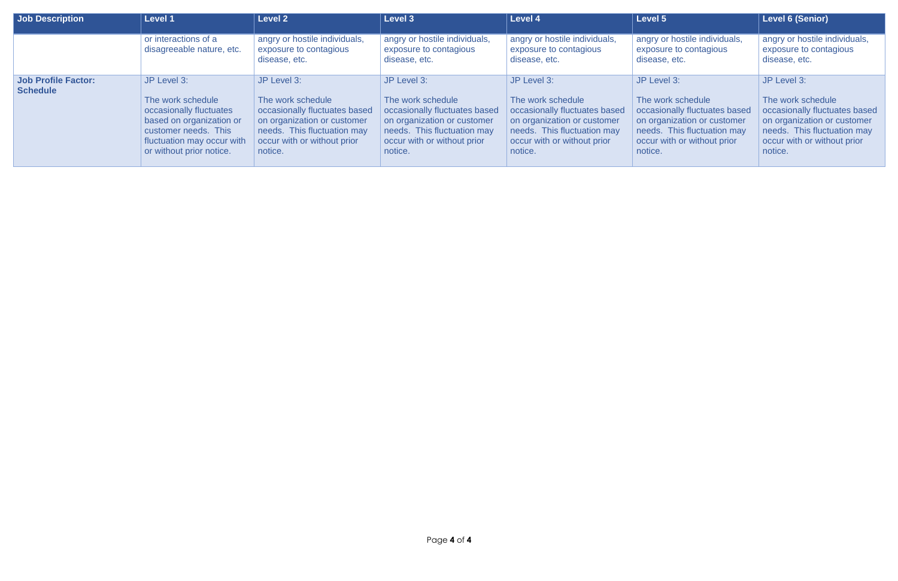| Job Description | Level 1 | Level 2 | Level 3 | Level 4 | Level 5 | Level 6 (Senior) |
| --- | --- | --- | --- | --- | --- | --- |
| | or interactions of a disagreeable nature, etc. | angry or hostile individuals, exposure to contagious disease, etc. | angry or hostile individuals, exposure to contagious disease, etc. | angry or hostile individuals, exposure to contagious disease, etc. | angry or hostile individuals, exposure to contagious disease, etc. | angry or hostile individuals, exposure to contagious disease, etc. |
| **Job Profile Factor: Schedule** | JP Level 3:<br><br>The work schedule occasionally fluctuates based on organization or customer needs. This fluctuation may occur with or without prior notice. | JP Level 3:<br><br>The work schedule occasionally fluctuates based on organization or customer needs. This fluctuation may occur with or without prior notice. | JP Level 3:<br><br>The work schedule occasionally fluctuates based on organization or customer needs. This fluctuation may occur with or without prior notice. | JP Level 3:<br><br>The work schedule occasionally fluctuates based on organization or customer needs. This fluctuation may occur with or without prior notice. | JP Level 3:<br><br>The work schedule occasionally fluctuates based on organization or customer needs. This fluctuation may occur with or without prior notice. | JP Level 3:<br><br>The work schedule occasionally fluctuates based on organization or customer needs. This fluctuation may occur with or without prior notice. |